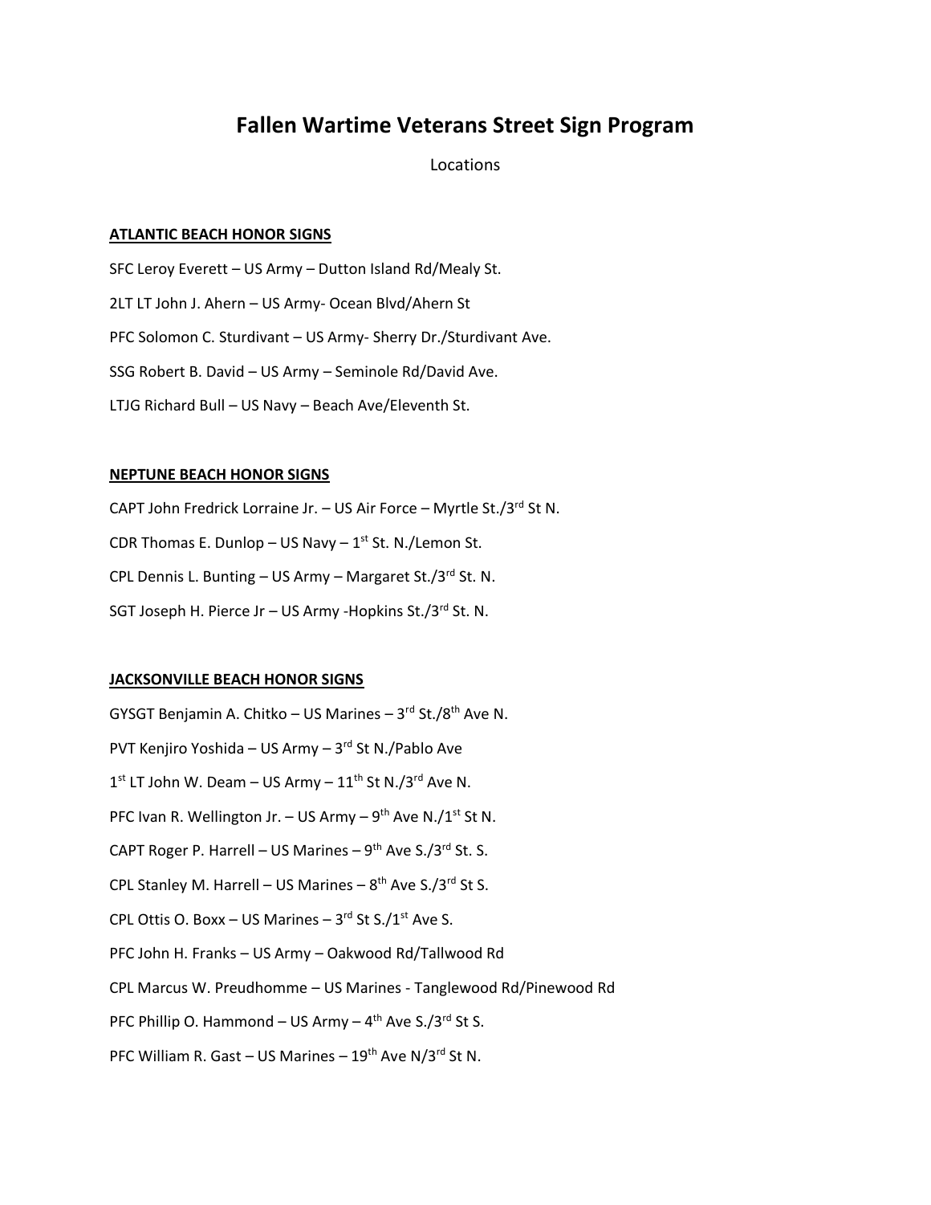# Fallen Wartime Veterans Street Sign Program

Locations

**ATLANTIC BEACH HONOR SIGNS**

SFC Leroy Everett – US Army – Dutton Island Rd/Mealy St.

2LT LT John J. Ahern – US Army- Ocean Blvd/Ahern St

PFC Solomon C. Sturdivant – US Army- Sherry Dr./Sturdivant Ave.

SSG Robert B. David – US Army – Seminole Rd/David Ave.

LTJG Richard Bull – US Navy – Beach Ave/Eleventh St.

**NEPTUNE BEACH HONOR SIGNS**

CAPT John Fredrick Lorraine Jr. – US Air Force – Myrtle St./3rd St N.

CDR Thomas E. Dunlop – US Navy – 1st St. N./Lemon St.

CPL Dennis L. Bunting – US Army – Margaret St./3rd St. N.

SGT Joseph H. Pierce Jr – US Army -Hopkins St./3rd St. N.

**JACKSONVILLE BEACH HONOR SIGNS**

GYSGT Benjamin A. Chitko – US Marines – 3rd St./8th Ave N.

PVT Kenjiro Yoshida – US Army – 3rd St N./Pablo Ave

1st LT John W. Deam – US Army – 11th St N./3rd Ave N.

PFC Ivan R. Wellington Jr. – US Army – 9th Ave N./1st St N.

CAPT Roger P. Harrell – US Marines – 9th Ave S./3rd St. S.

CPL Stanley M. Harrell – US Marines – 8th Ave S./3rd St S.

CPL Ottis O. Boxx – US Marines – 3rd St S./1st Ave S.

PFC John H. Franks – US Army – Oakwood Rd/Tallwood Rd

CPL Marcus W. Preudhomme – US Marines - Tanglewood Rd/Pinewood Rd

PFC Phillip O. Hammond – US Army – 4th Ave S./3rd St S.

PFC William R. Gast – US Marines – 19th Ave N/3rd St N.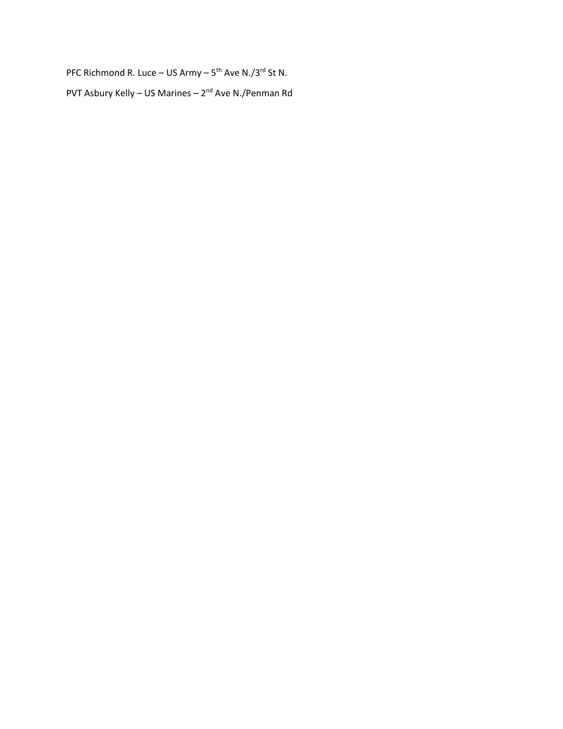PFC Richmond R. Luce – US Army – 5th Ave N./3rd St N.

PVT Asbury Kelly – US Marines – 2nd Ave N./Penman Rd